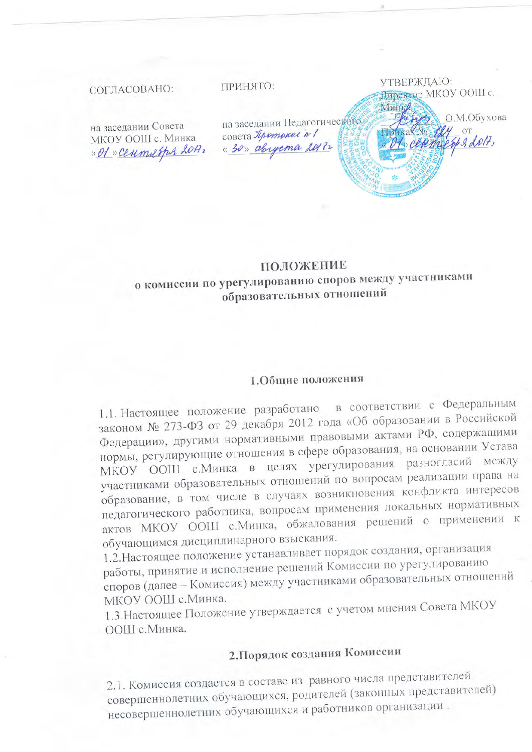| СОГЛАСОВАНО: | ПРИНЯТО: | УТВЕРЖДАЮ: |
| --- | --- | --- |
| | | Директор МКОУ ООШ с. Минка |
| на заседании Совета МКОУ ООШ с. Минка | на заседании Педагогического совета Протокол № 1 | _______ О.М.Обухова |
| «01» сентября 2017г. | «30» августа 2017г. | Приказ № 124 от «01» сентября 2017г. |

# ПОЛОЖЕНИЕ

## о комиссии по урегулированию споров между участниками образовательных отношений

### 1.Общие положения

1.1. Настоящее положение разработано в соответствии с Федеральным законом № 273-ФЗ от 29 декабря 2012 года «Об образовании в Российской Федерации», другими нормативными правовыми актами РФ, содержащими нормы, регулирующие отношения в сфере образования, на основании Устава МКОУ ООШ с.Минка в целях урегулирования разногласий между участниками образовательных отношений по вопросам реализации права на образование, в том числе в случаях возникновения конфликта интересов педагогического работника, вопросам применения локальных нормативных актов МКОУ ООШ с.Минка, обжалования решений о применении к обучающимся дисциплинарного взыскания.

1.2.Настоящее положение устанавливает порядок создания, организация работы, принятие и исполнение решений Комиссии по урегулированию споров (далее – Комиссия) между участниками образовательных отношений МКОУ ООШ с.Минка.

1.3.Настоящее Положение утверждается с учетом мнения Совета МКОУ ООШ с.Минка.

### 2.Порядок создания Комиссии

2.1. Комиссия создается в составе из равного числа представителей совершеннолетних обучающихся, родителей (законных представителей) несовершеннолетних обучающихся и работников организации .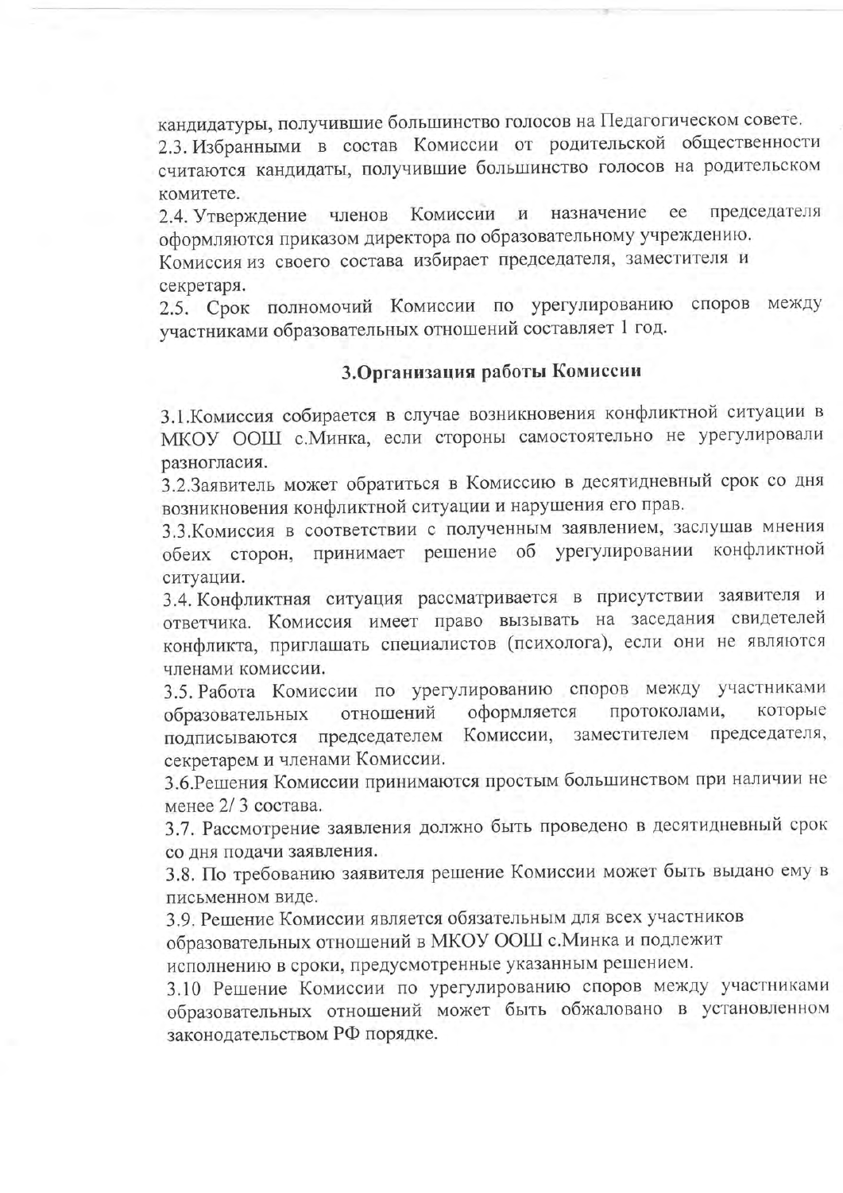кандидатуры, получившие большинство голосов на Педагогическом совете.

2.3. Избранными в состав Комиссии от родительской общественности считаются кандидаты, получившие большинство голосов на родительском комитете.

2.4. Утверждение членов Комиссии и назначение ее председателя оформляются приказом директора по образовательному учреждению.
Комиссия из своего состава избирает председателя, заместителя и секретаря.

2.5. Срок полномочий Комиссии по урегулированию споров между участниками образовательных отношений составляет 1 год.

## 3.Организация работы Комиссии

3.1.Комиссия собирается в случае возникновения конфликтной ситуации в МКОУ ООШ с.Минка, если стороны самостоятельно не урегулировали разногласия.

3.2.Заявитель может обратиться в Комиссию в десятидневный срок со дня возникновения конфликтной ситуации и нарушения его прав.

3.3.Комиссия в соответствии с полученным заявлением, заслушав мнения обеих сторон, принимает решение об урегулировании конфликтной ситуации.

3.4. Конфликтная ситуация рассматривается в присутствии заявителя и ответчика. Комиссия имеет право вызывать на заседания свидетелей конфликта, приглашать специалистов (психолога), если они не являются членами комиссии.

3.5. Работа Комиссии по урегулированию споров между участниками образовательных отношений оформляется протоколами, которые подписываются председателем Комиссии, заместителем председателя, секретарем и членами Комиссии.

3.6.Решения Комиссии принимаются простым большинством при наличии не менее 2/ 3 состава.

3.7. Рассмотрение заявления должно быть проведено в десятидневный срок со дня подачи заявления.

3.8. По требованию заявителя решение Комиссии может быть выдано ему в письменном виде.

3.9. Решение Комиссии является обязательным для всех участников образовательных отношений в МКОУ ООШ с.Минка и подлежит исполнению в сроки, предусмотренные указанным решением.

3.10 Решение Комиссии по урегулированию споров между участниками образовательных отношений может быть обжаловано в установленном законодательством РФ порядке.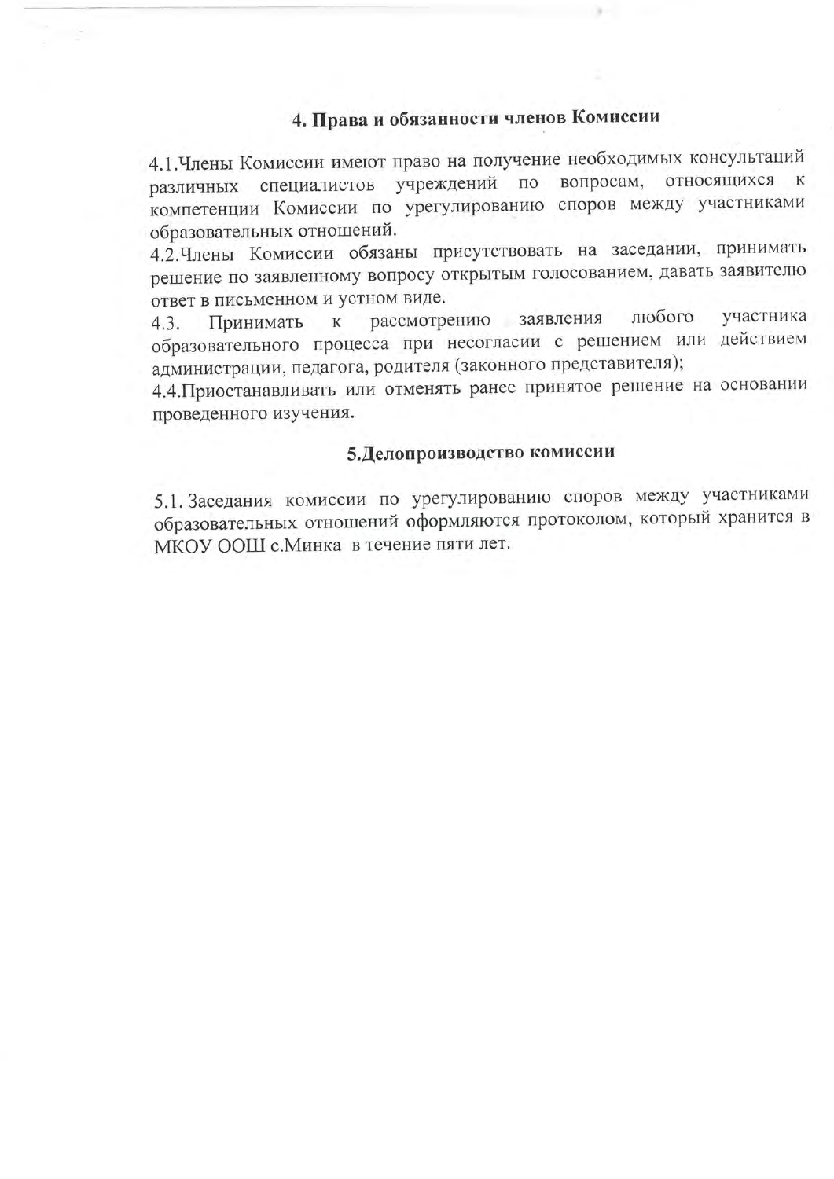## 4. Права и обязанности членов Комиссии

4.1.Члены Комиссии имеют право на получение необходимых консультаций различных специалистов учреждений по вопросам, относящихся к компетенции Комиссии по урегулированию споров между участниками образовательных отношений.

4.2.Члены Комиссии обязаны присутствовать на заседании, принимать решение по заявленному вопросу открытым голосованием, давать заявителю ответ в письменном и устном виде.

4.3. Принимать к рассмотрению заявления любого участника образовательного процесса при несогласии с решением или действием администрации, педагога, родителя (законного представителя);

4.4.Приостанавливать или отменять ранее принятое решение на основании проведенного изучения.

## 5.Делопроизводство комиссии

5.1. Заседания комиссии по урегулированию споров между участниками образовательных отношений оформляются протоколом, который хранится в МКОУ ООШ с.Минка в течение пяти лет.